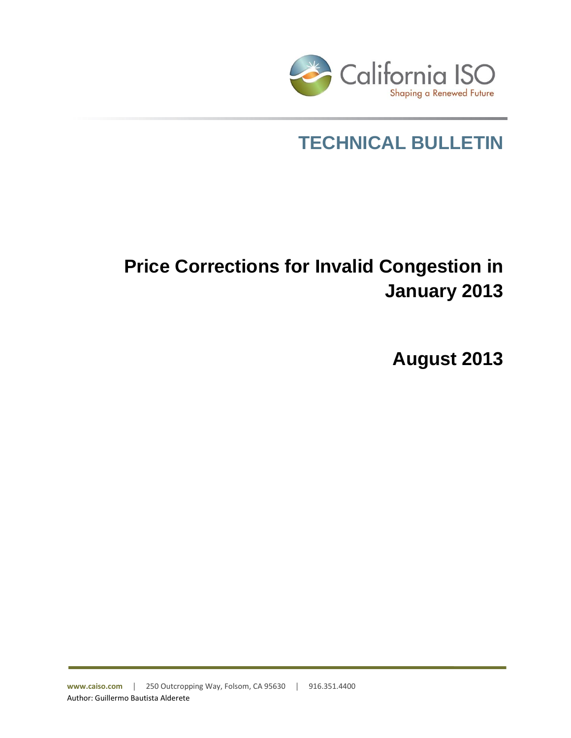California ISO

Shaping a Renewed Future

# TECHNICAL BULLETIN

# Price Corrections for Invalid Congestion in January 2013

## August 2013

www.caiso.com | 250 Outcropping Way, Folsom, CA 95630 | 916.351.4400

Author: Guillermo Bautista Alderete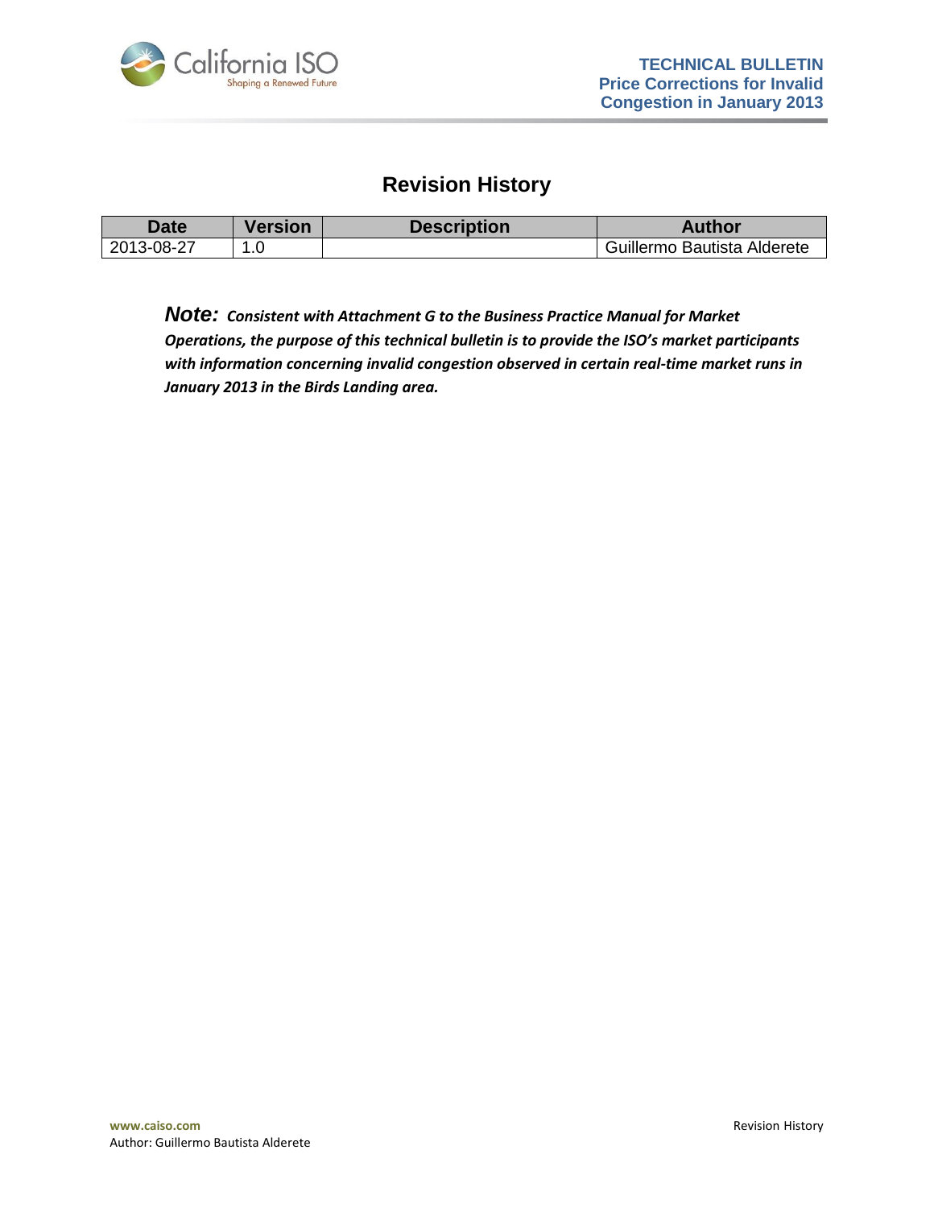# Revision History

| Date | Version | Description | Author |
| --- | --- | --- | --- |
| 2013-08-27 | 1.0 | | Guillermo Bautista Alderete |

***Note:*** ***Consistent with Attachment G to the Business Practice Manual for Market Operations, the purpose of this technical bulletin is to provide the ISO's market participants with information concerning invalid congestion observed in certain real-time market runs in January 2013 in the Birds Landing area.***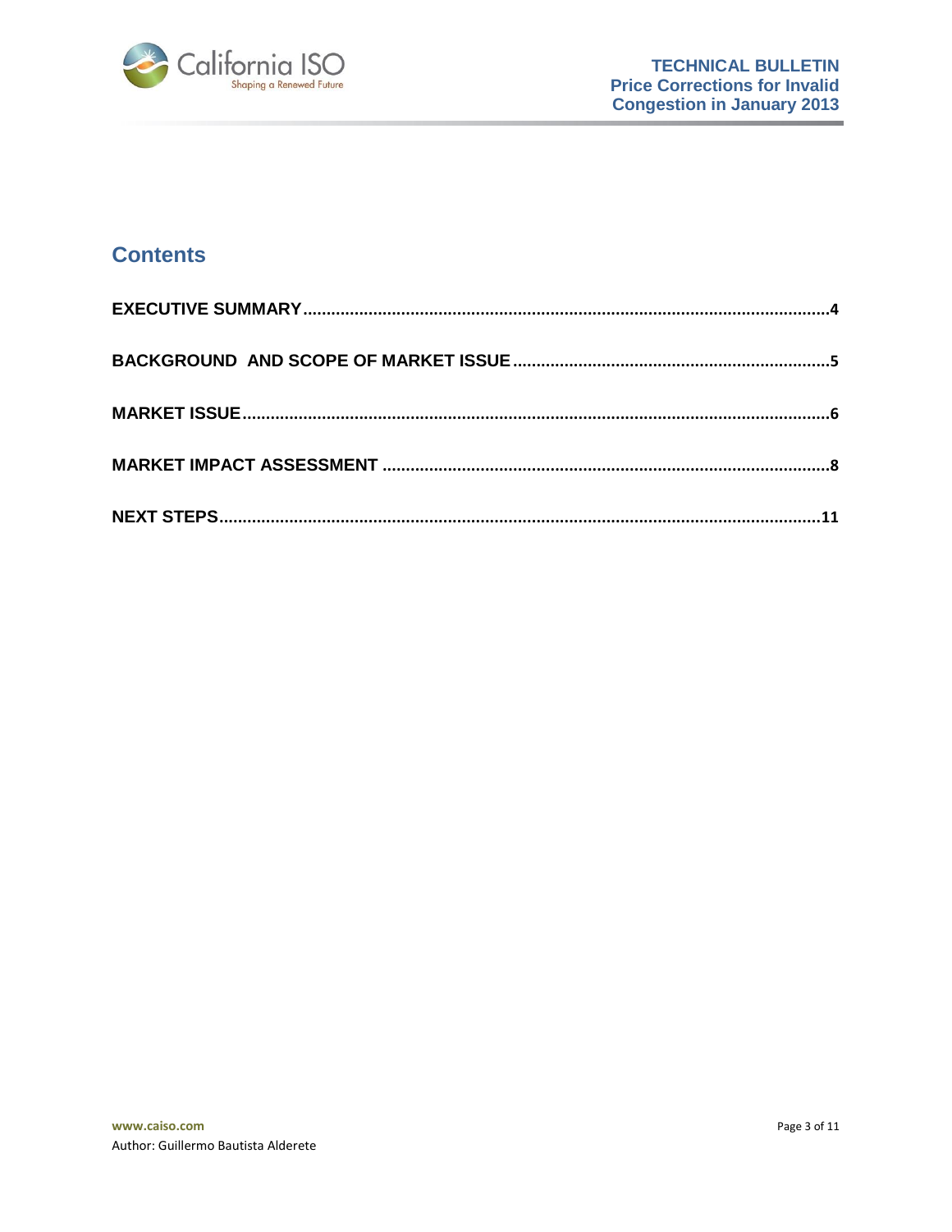## Contents

**EXECUTIVE SUMMARY** .................................................................................................................4

**BACKGROUND AND SCOPE OF MARKET ISSUE** .....................................................................5

**MARKET ISSUE** .............................................................................................................................6

**MARKET IMPACT ASSESSMENT** ................................................................................................8

**NEXT STEPS** ...............................................................................................................................11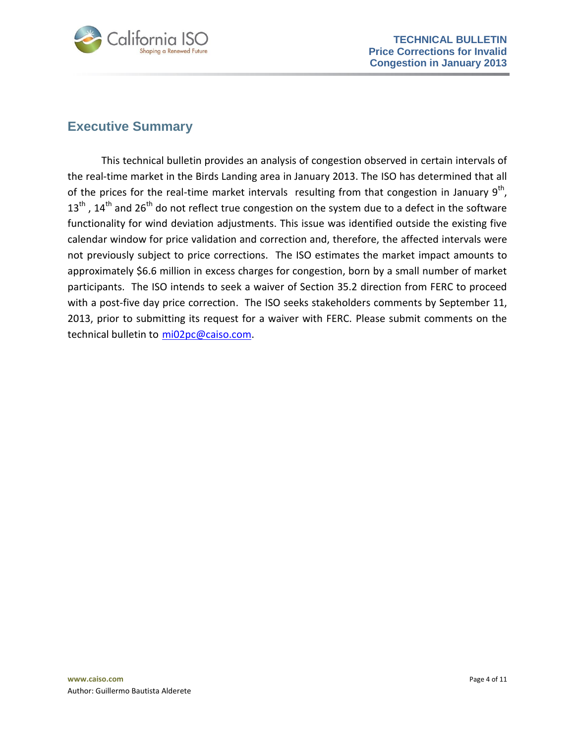## Executive Summary

This technical bulletin provides an analysis of congestion observed in certain intervals of the real-time market in the Birds Landing area in January 2013. The ISO has determined that all of the prices for the real-time market intervals resulting from that congestion in January 9th, 13th, 14th and 26th do not reflect true congestion on the system due to a defect in the software functionality for wind deviation adjustments. This issue was identified outside the existing five calendar window for price validation and correction and, therefore, the affected intervals were not previously subject to price corrections. The ISO estimates the market impact amounts to approximately $6.6 million in excess charges for congestion, born by a small number of market participants. The ISO intends to seek a waiver of Section 35.2 direction from FERC to proceed with a post-five day price correction. The ISO seeks stakeholders comments by September 11, 2013, prior to submitting its request for a waiver with FERC. Please submit comments on the technical bulletin to mi02pc@caiso.com.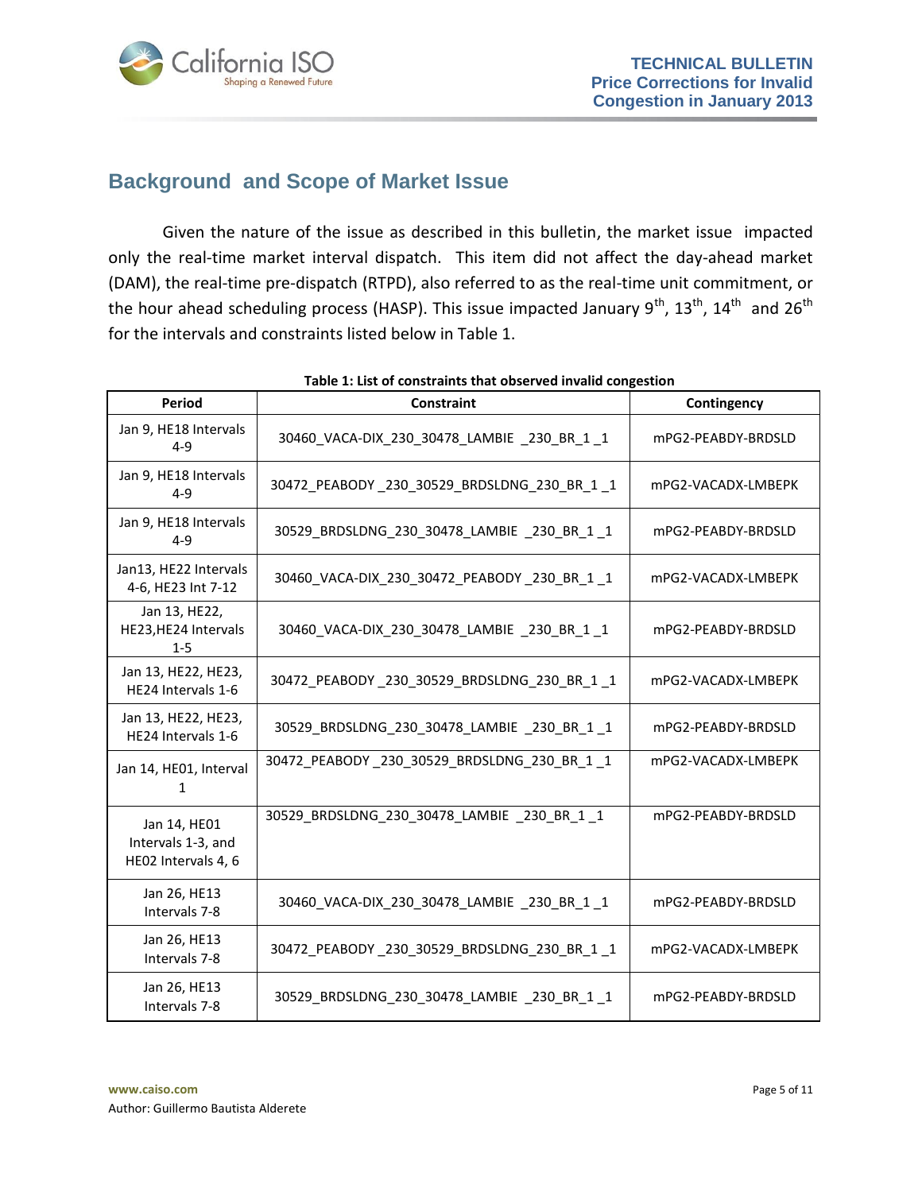## Background and Scope of Market Issue

Given the nature of the issue as described in this bulletin, the market issue impacted only the real-time market interval dispatch. This item did not affect the day-ahead market (DAM), the real-time pre-dispatch (RTPD), also referred to as the real-time unit commitment, or the hour ahead scheduling process (HASP). This issue impacted January 9th, 13th, 14th and 26th for the intervals and constraints listed below in Table 1.

**Table 1: List of constraints that observed invalid congestion**

| Period | Constraint | Contingency |
|---|---|---|
| Jan 9, HE18 Intervals 4-9 | 30460_VACA-DIX_230_30478_LAMBIE _230_BR_1 _1 | mPG2-PEABDY-BRDSLD |
| Jan 9, HE18 Intervals 4-9 | 30472_PEABODY _230_30529_BRDSLDNG_230_BR_1 _1 | mPG2-VACADX-LMBEPK |
| Jan 9, HE18 Intervals 4-9 | 30529_BRDSLDNG_230_30478_LAMBIE _230_BR_1 _1 | mPG2-PEABDY-BRDSLD |
| Jan13, HE22 Intervals 4-6, HE23 Int 7-12 | 30460_VACA-DIX_230_30472_PEABODY _230_BR_1 _1 | mPG2-VACADX-LMBEPK |
| Jan 13, HE22, HE23,HE24 Intervals 1-5 | 30460_VACA-DIX_230_30478_LAMBIE _230_BR_1 _1 | mPG2-PEABDY-BRDSLD |
| Jan 13, HE22, HE23, HE24 Intervals 1-6 | 30472_PEABODY _230_30529_BRDSLDNG_230_BR_1 _1 | mPG2-VACADX-LMBEPK |
| Jan 13, HE22, HE23, HE24 Intervals 1-6 | 30529_BRDSLDNG_230_30478_LAMBIE _230_BR_1 _1 | mPG2-PEABDY-BRDSLD |
| Jan 14, HE01, Interval 1 | 30472_PEABODY _230_30529_BRDSLDNG_230_BR_1 _1 | mPG2-VACADX-LMBEPK |
| Jan 14, HE01 Intervals 1-3, and HE02 Intervals 4, 6 | 30529_BRDSLDNG_230_30478_LAMBIE _230_BR_1 _1 | mPG2-PEABDY-BRDSLD |
| Jan 26, HE13 Intervals 7-8 | 30460_VACA-DIX_230_30478_LAMBIE _230_BR_1 _1 | mPG2-PEABDY-BRDSLD |
| Jan 26, HE13 Intervals 7-8 | 30472_PEABODY _230_30529_BRDSLDNG_230_BR_1 _1 | mPG2-VACADX-LMBEPK |
| Jan 26, HE13 Intervals 7-8 | 30529_BRDSLDNG_230_30478_LAMBIE _230_BR_1 _1 | mPG2-PEABDY-BRDSLD |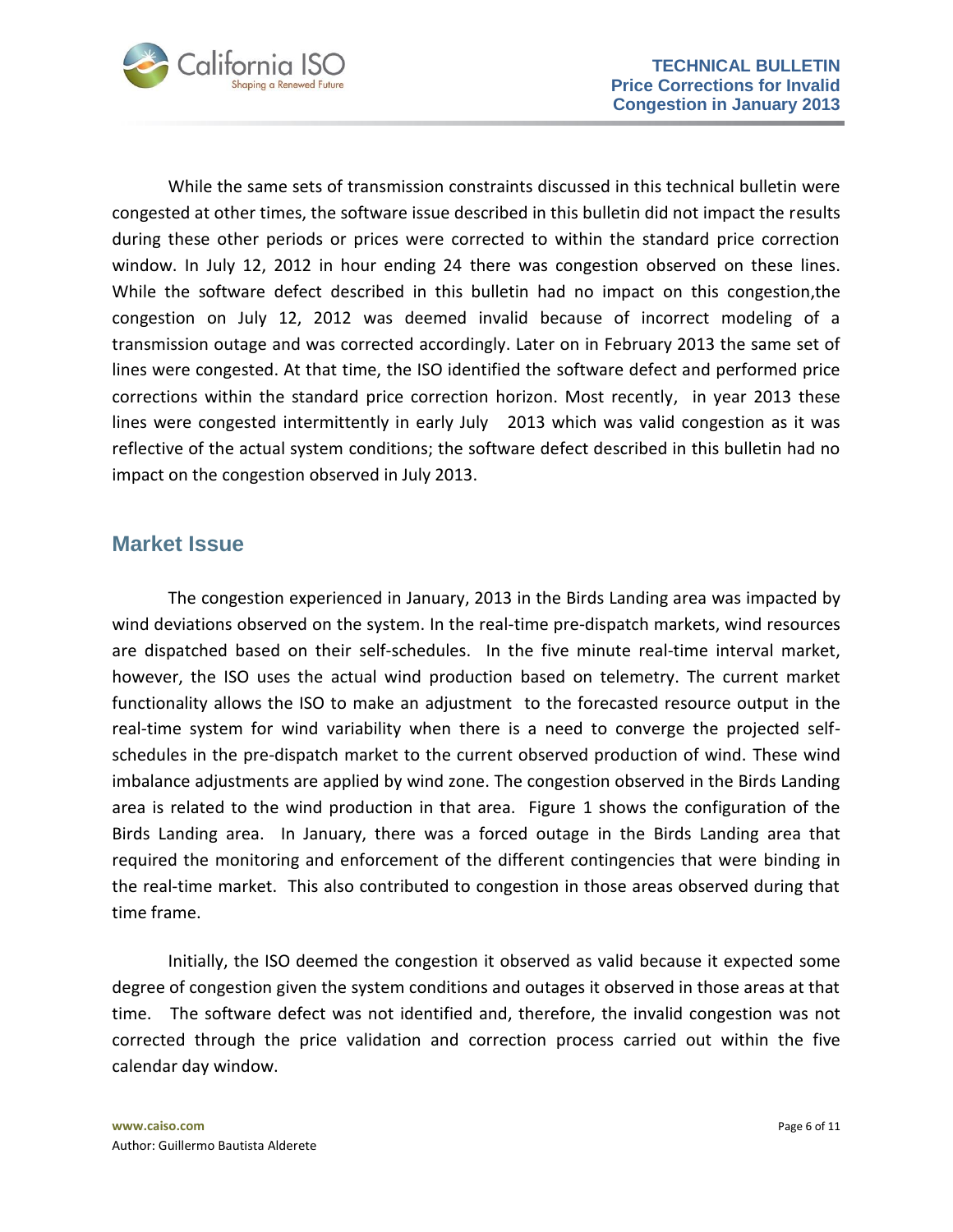While the same sets of transmission constraints discussed in this technical bulletin were congested at other times, the software issue described in this bulletin did not impact the results during these other periods or prices were corrected to within the standard price correction window. In July 12, 2012 in hour ending 24 there was congestion observed on these lines. While the software defect described in this bulletin had no impact on this congestion,the congestion on July 12, 2012 was deemed invalid because of incorrect modeling of a transmission outage and was corrected accordingly. Later on in February 2013 the same set of lines were congested. At that time, the ISO identified the software defect and performed price corrections within the standard price correction horizon. Most recently, in year 2013 these lines were congested intermittently in early July 2013 which was valid congestion as it was reflective of the actual system conditions; the software defect described in this bulletin had no impact on the congestion observed in July 2013.

## Market Issue

The congestion experienced in January, 2013 in the Birds Landing area was impacted by wind deviations observed on the system. In the real-time pre-dispatch markets, wind resources are dispatched based on their self-schedules. In the five minute real-time interval market, however, the ISO uses the actual wind production based on telemetry. The current market functionality allows the ISO to make an adjustment to the forecasted resource output in the real-time system for wind variability when there is a need to converge the projected self-schedules in the pre-dispatch market to the current observed production of wind. These wind imbalance adjustments are applied by wind zone. The congestion observed in the Birds Landing area is related to the wind production in that area. Figure 1 shows the configuration of the Birds Landing area. In January, there was a forced outage in the Birds Landing area that required the monitoring and enforcement of the different contingencies that were binding in the real-time market. This also contributed to congestion in those areas observed during that time frame.

Initially, the ISO deemed the congestion it observed as valid because it expected some degree of congestion given the system conditions and outages it observed in those areas at that time. The software defect was not identified and, therefore, the invalid congestion was not corrected through the price validation and correction process carried out within the five calendar day window.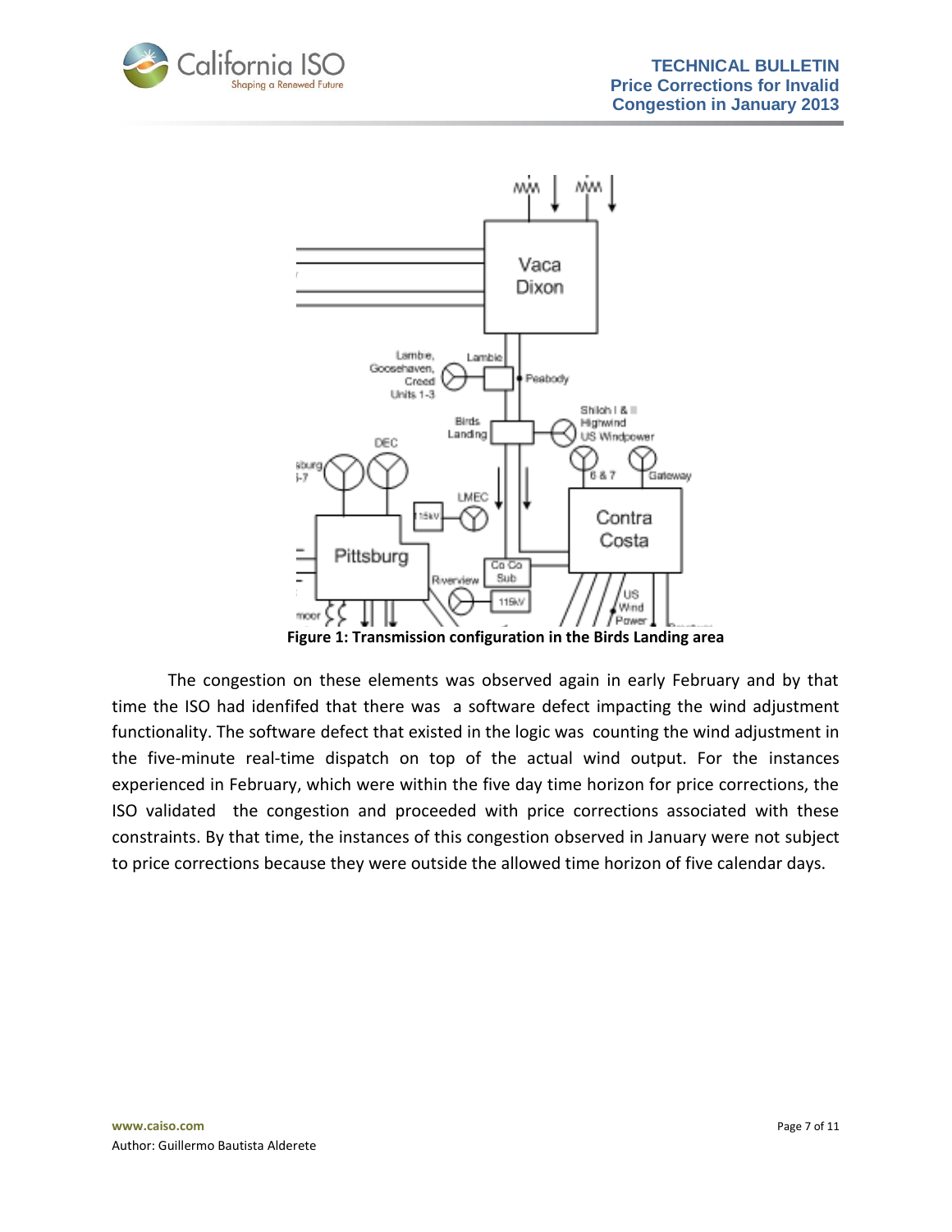**Figure 1: Transmission configuration in the Birds Landing area**

The congestion on these elements was observed again in early February and by that time the ISO had idenfifed that there was a software defect impacting the wind adjustment functionality. The software defect that existed in the logic was counting the wind adjustment in the five-minute real-time dispatch on top of the actual wind output. For the instances experienced in February, which were within the five day time horizon for price corrections, the ISO validated the congestion and proceeded with price corrections associated with these constraints. By that time, the instances of this congestion observed in January were not subject to price corrections because they were outside the allowed time horizon of five calendar days.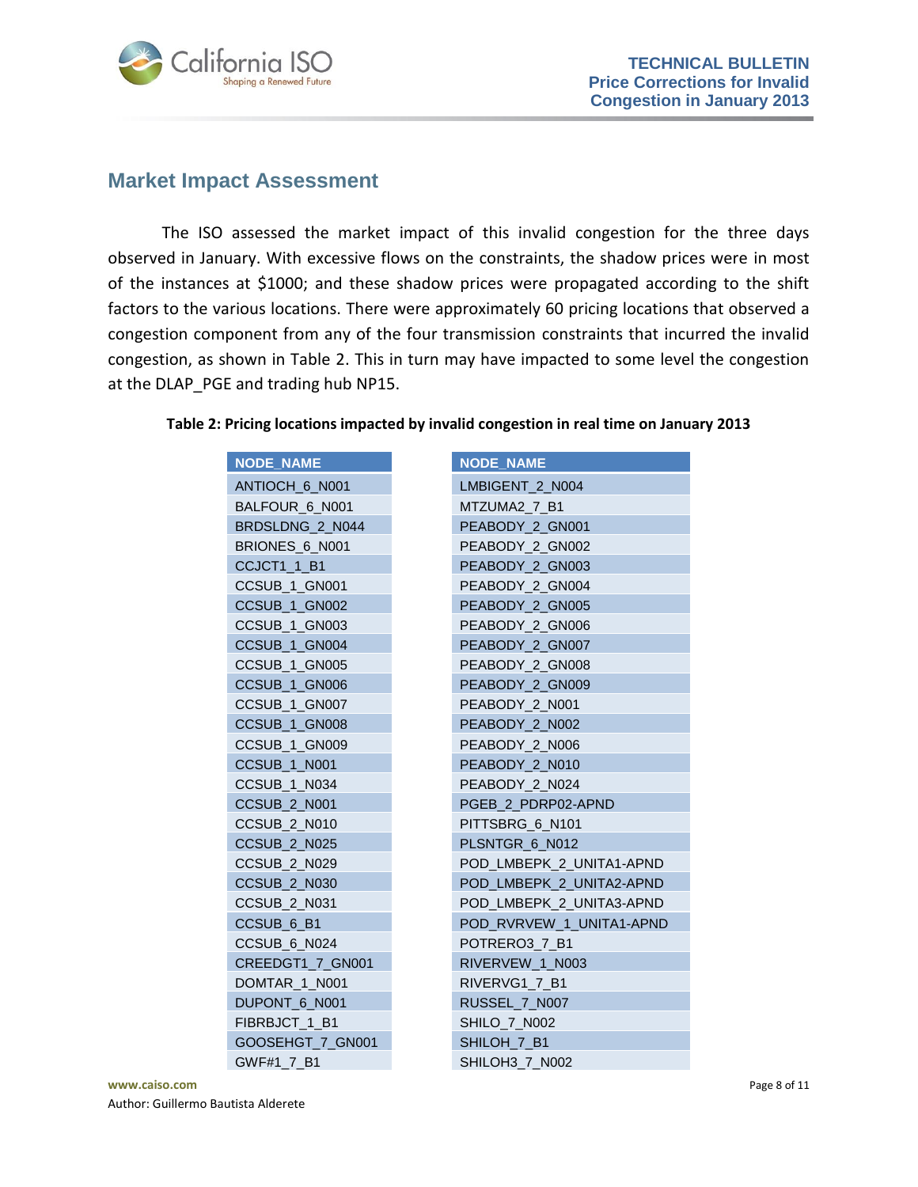## Market Impact Assessment

The ISO assessed the market impact of this invalid congestion for the three days observed in January. With excessive flows on the constraints, the shadow prices were in most of the instances at $1000; and these shadow prices were propagated according to the shift factors to the various locations. There were approximately 60 pricing locations that observed a congestion component from any of the four transmission constraints that incurred the invalid congestion, as shown in Table 2. This in turn may have impacted to some level the congestion at the DLAP_PGE and trading hub NP15.

**Table 2: Pricing locations impacted by invalid congestion in real time on January 2013**

| NODE_NAME |
|---|
| ANTIOCH_6_N001 |
| BALFOUR_6_N001 |
| BRDSLDNG_2_N044 |
| BRIONES_6_N001 |
| CCJCT1_1_B1 |
| CCSUB_1_GN001 |
| CCSUB_1_GN002 |
| CCSUB_1_GN003 |
| CCSUB_1_GN004 |
| CCSUB_1_GN005 |
| CCSUB_1_GN006 |
| CCSUB_1_GN007 |
| CCSUB_1_GN008 |
| CCSUB_1_GN009 |
| CCSUB_1_N001 |
| CCSUB_1_N034 |
| CCSUB_2_N001 |
| CCSUB_2_N010 |
| CCSUB_2_N025 |
| CCSUB_2_N029 |
| CCSUB_2_N030 |
| CCSUB_2_N031 |
| CCSUB_6_B1 |
| CCSUB_6_N024 |
| CREEDGT1_7_GN001 |
| DOMTAR_1_N001 |
| DUPONT_6_N001 |
| FIBRBJCT_1_B1 |
| GOOSEHGT_7_GN001 |
| GWF#1_7_B1 |

| NODE_NAME |
|---|
| LMBIGENT_2_N004 |
| MTZUMA2_7_B1 |
| PEABODY_2_GN001 |
| PEABODY_2_GN002 |
| PEABODY_2_GN003 |
| PEABODY_2_GN004 |
| PEABODY_2_GN005 |
| PEABODY_2_GN006 |
| PEABODY_2_GN007 |
| PEABODY_2_GN008 |
| PEABODY_2_GN009 |
| PEABODY_2_N001 |
| PEABODY_2_N002 |
| PEABODY_2_N006 |
| PEABODY_2_N010 |
| PEABODY_2_N024 |
| PGEB_2_PDRP02-APND |
| PITTSBRG_6_N101 |
| PLSNTGR_6_N012 |
| POD_LMBEPK_2_UNITA1-APND |
| POD_LMBEPK_2_UNITA2-APND |
| POD_LMBEPK_2_UNITA3-APND |
| POD_RVRVEW_1_UNITA1-APND |
| POTRERO3_7_B1 |
| RIVERVEW_1_N003 |
| RIVERVG1_7_B1 |
| RUSSEL_7_N007 |
| SHILO_7_N002 |
| SHILOH_7_B1 |
| SHILOH3_7_N002 |

Author: Guillermo Bautista Alderete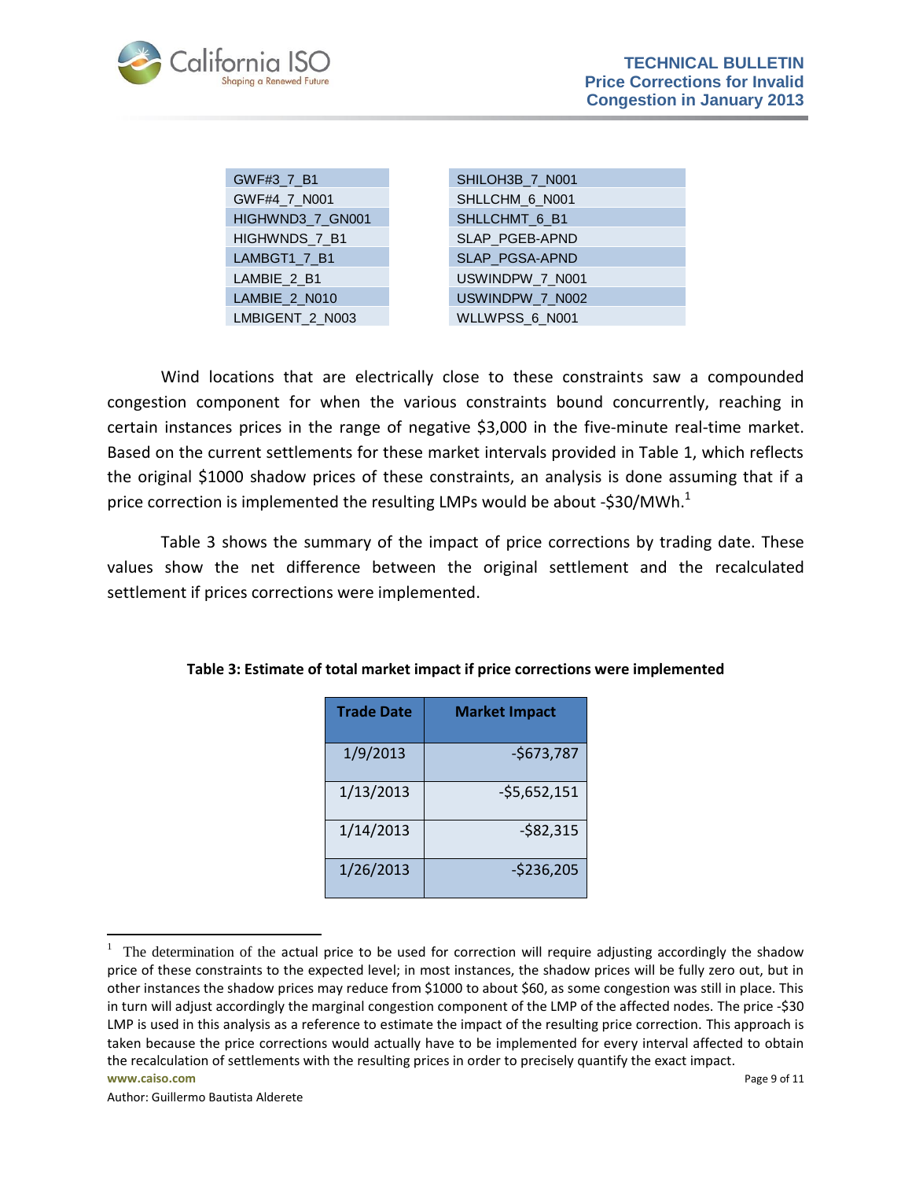| | |
|---|---|
| GWF#3_7_B1 | SHILOH3B_7_N001 |
| GWF#4_7_N001 | SHLLCHM_6_N001 |
| HIGHWND3_7_GN001 | SHLLCHMT_6_B1 |
| HIGHWNDS_7_B1 | SLAP_PGEB-APND |
| LAMBGT1_7_B1 | SLAP_PGSA-APND |
| LAMBIE_2_B1 | USWINDPW_7_N001 |
| LAMBIE_2_N010 | USWINDPW_7_N002 |
| LMBIGENT_2_N003 | WLLWPSS_6_N001 |

Wind locations that are electrically close to these constraints saw a compounded congestion component for when the various constraints bound concurrently, reaching in certain instances prices in the range of negative $3,000 in the five-minute real-time market. Based on the current settlements for these market intervals provided in Table 1, which reflects the original $1000 shadow prices of these constraints, an analysis is done assuming that if a price correction is implemented the resulting LMPs would be about -$30/MWh.[1]

Table 3 shows the summary of the impact of price corrections by trading date. These values show the net difference between the original settlement and the recalculated settlement if prices corrections were implemented.

**Table 3: Estimate of total market impact if price corrections were implemented**

| Trade Date | Market Impact |
|---|---|
| 1/9/2013 | -$673,787 |
| 1/13/2013 | -$5,652,151 |
| 1/14/2013 | -$82,315 |
| 1/26/2013 | -$236,205 |

[1] The determination of the actual price to be used for correction will require adjusting accordingly the shadow price of these constraints to the expected level; in most instances, the shadow prices will be fully zero out, but in other instances the shadow prices may reduce from $1000 to about $60, as some congestion was still in place. This in turn will adjust accordingly the marginal congestion component of the LMP of the affected nodes. The price -$30 LMP is used in this analysis as a reference to estimate the impact of the resulting price correction. This approach is taken because the price corrections would actually have to be implemented for every interval affected to obtain the recalculation of settlements with the resulting prices in order to precisely quantify the exact impact.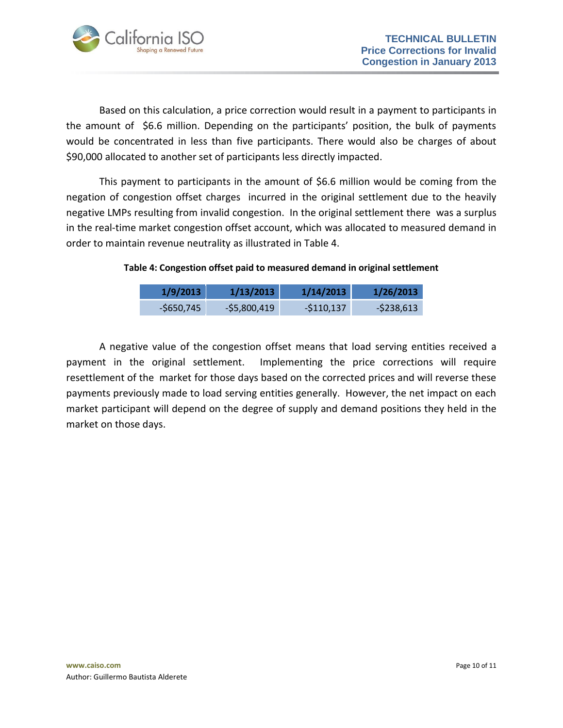Based on this calculation, a price correction would result in a payment to participants in the amount of $6.6 million. Depending on the participants' position, the bulk of payments would be concentrated in less than five participants. There would also be charges of about $90,000 allocated to another set of participants less directly impacted.

This payment to participants in the amount of $6.6 million would be coming from the negation of congestion offset charges incurred in the original settlement due to the heavily negative LMPs resulting from invalid congestion. In the original settlement there was a surplus in the real-time market congestion offset account, which was allocated to measured demand in order to maintain revenue neutrality as illustrated in Table 4.

**Table 4: Congestion offset paid to measured demand in original settlement**

| 1/9/2013 | 1/13/2013 | 1/14/2013 | 1/26/2013 |
|---|---|---|---|
| -$650,745 | -$5,800,419 | -$110,137 | -$238,613 |

A negative value of the congestion offset means that load serving entities received a payment in the original settlement. Implementing the price corrections will require resettlement of the market for those days based on the corrected prices and will reverse these payments previously made to load serving entities generally. However, the net impact on each market participant will depend on the degree of supply and demand positions they held in the market on those days.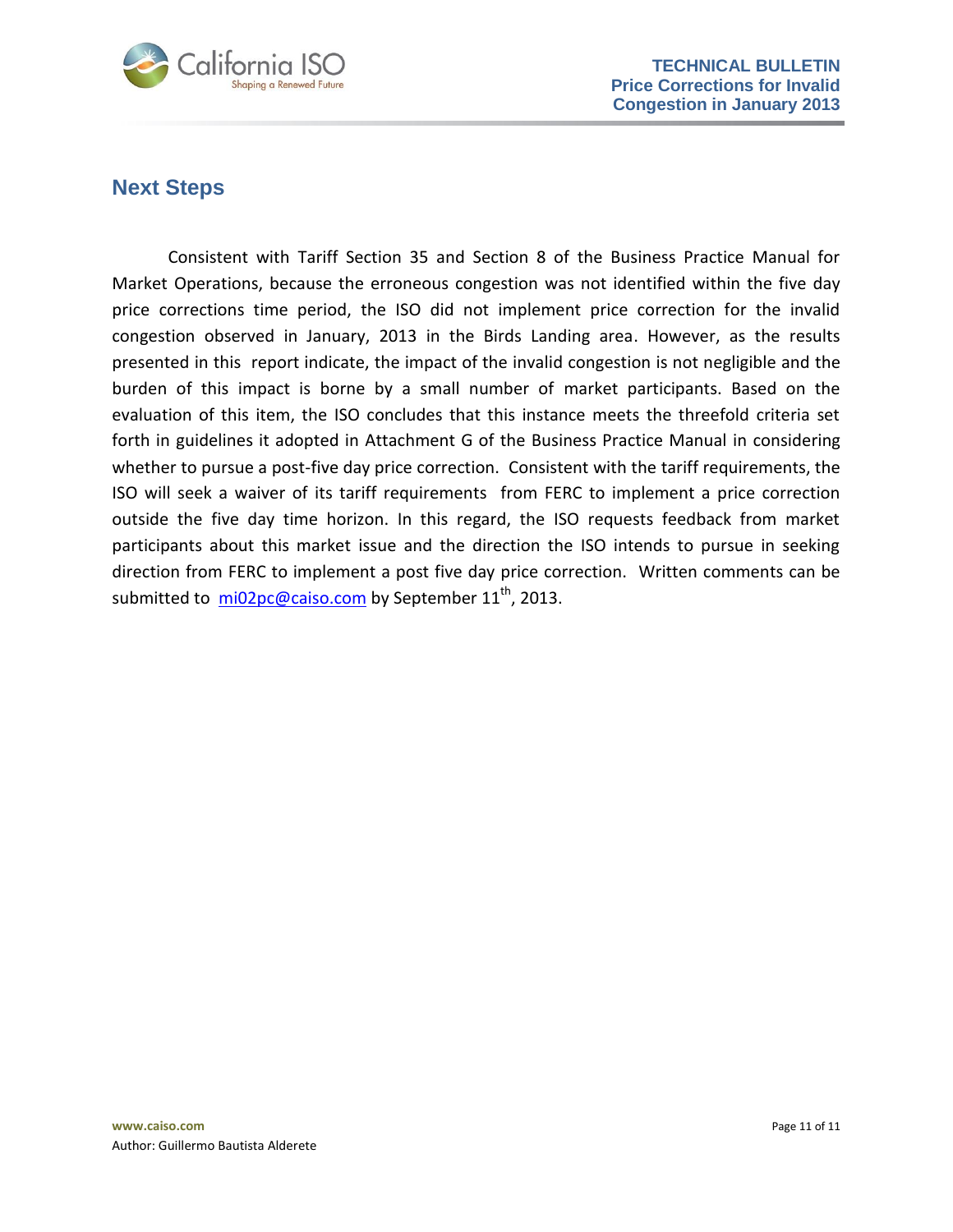## Next Steps

Consistent with Tariff Section 35 and Section 8 of the Business Practice Manual for Market Operations, because the erroneous congestion was not identified within the five day price corrections time period, the ISO did not implement price correction for the invalid congestion observed in January, 2013 in the Birds Landing area. However, as the results presented in this report indicate, the impact of the invalid congestion is not negligible and the burden of this impact is borne by a small number of market participants. Based on the evaluation of this item, the ISO concludes that this instance meets the threefold criteria set forth in guidelines it adopted in Attachment G of the Business Practice Manual in considering whether to pursue a post-five day price correction. Consistent with the tariff requirements, the ISO will seek a waiver of its tariff requirements from FERC to implement a price correction outside the five day time horizon. In this regard, the ISO requests feedback from market participants about this market issue and the direction the ISO intends to pursue in seeking direction from FERC to implement a post five day price correction. Written comments can be submitted to mi02pc@caiso.com by September 11th, 2013.